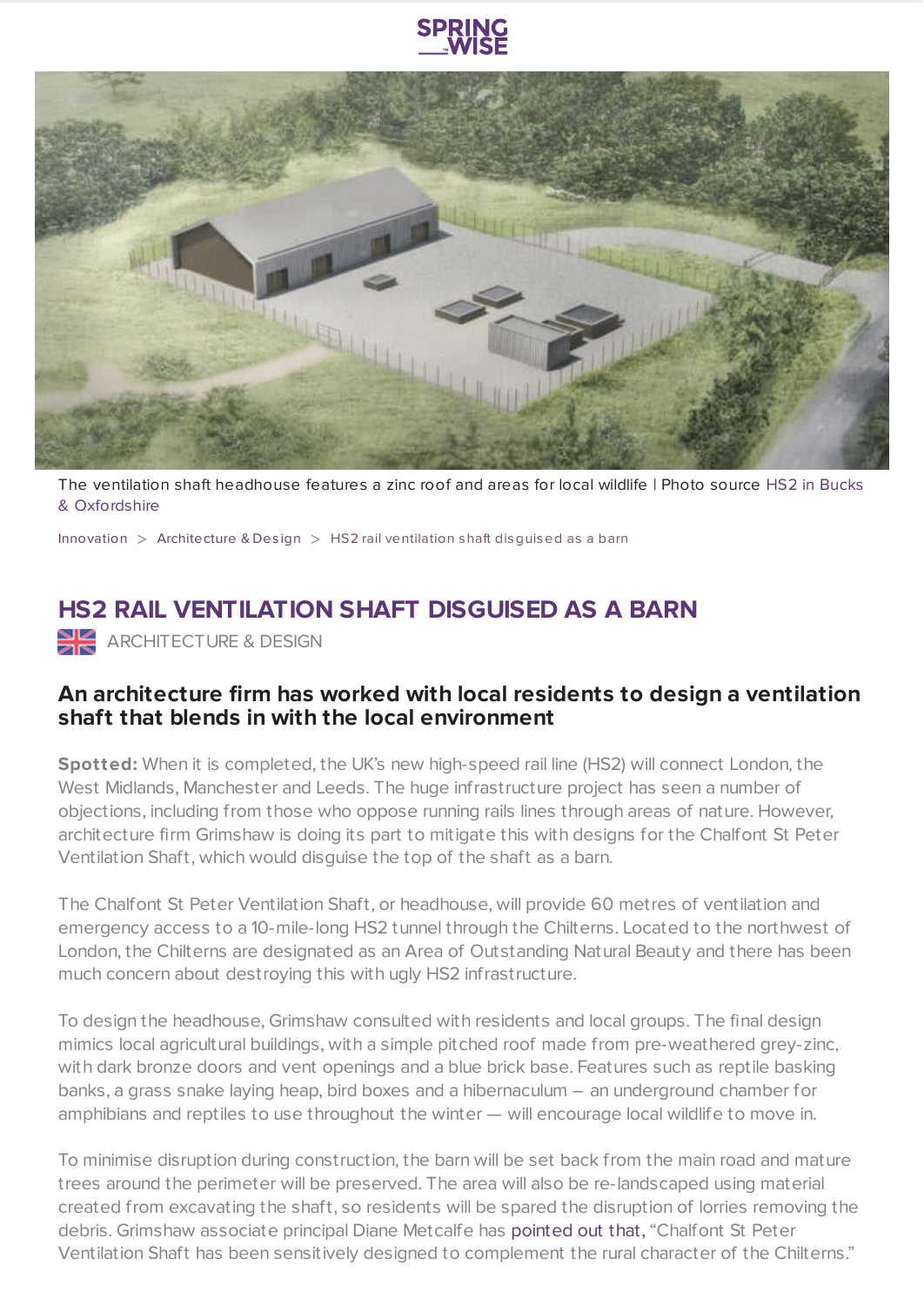SPRING WISE

The ventilation shaft headhouse features a zinc roof and areas for local wildlife | Photo source HS2 in Bucks & Oxfordshire

Innovation > Architecture & Design > HS2 rail ventilation shaft disguised as a barn

# HS2 RAIL VENTILATION SHAFT DISGUISED AS A BARN

ARCHITECTURE & DESIGN

## An architecture firm has worked with local residents to design a ventilation shaft that blends in with the local environment

**Spotted:** When it is completed, the UK's new high-speed rail line (HS2) will connect London, the West Midlands, Manchester and Leeds. The huge infrastructure project has seen a number of objections, including from those who oppose running rails lines through areas of nature. However, architecture firm Grimshaw is doing its part to mitigate this with designs for the Chalfont St Peter Ventilation Shaft, which would disguise the top of the shaft as a barn.

The Chalfont St Peter Ventilation Shaft, or headhouse, will provide 60 metres of ventilation and emergency access to a 10-mile-long HS2 tunnel through the Chilterns. Located to the northwest of London, the Chilterns are designated as an Area of Outstanding Natural Beauty and there has been much concern about destroying this with ugly HS2 infrastructure.

To design the headhouse, Grimshaw consulted with residents and local groups. The final design mimics local agricultural buildings, with a simple pitched roof made from pre-weathered grey-zinc, with dark bronze doors and vent openings and a blue brick base. Features such as reptile basking banks, a grass snake laying heap, bird boxes and a hibernaculum – an underground chamber for amphibians and reptiles to use throughout the winter — will encourage local wildlife to move in.

To minimise disruption during construction, the barn will be set back from the main road and mature trees around the perimeter will be preserved. The area will also be re-landscaped using material created from excavating the shaft, so residents will be spared the disruption of lorries removing the debris. Grimshaw associate principal Diane Metcalfe has pointed out that, "Chalfont St Peter Ventilation Shaft has been sensitively designed to complement the rural character of the Chilterns."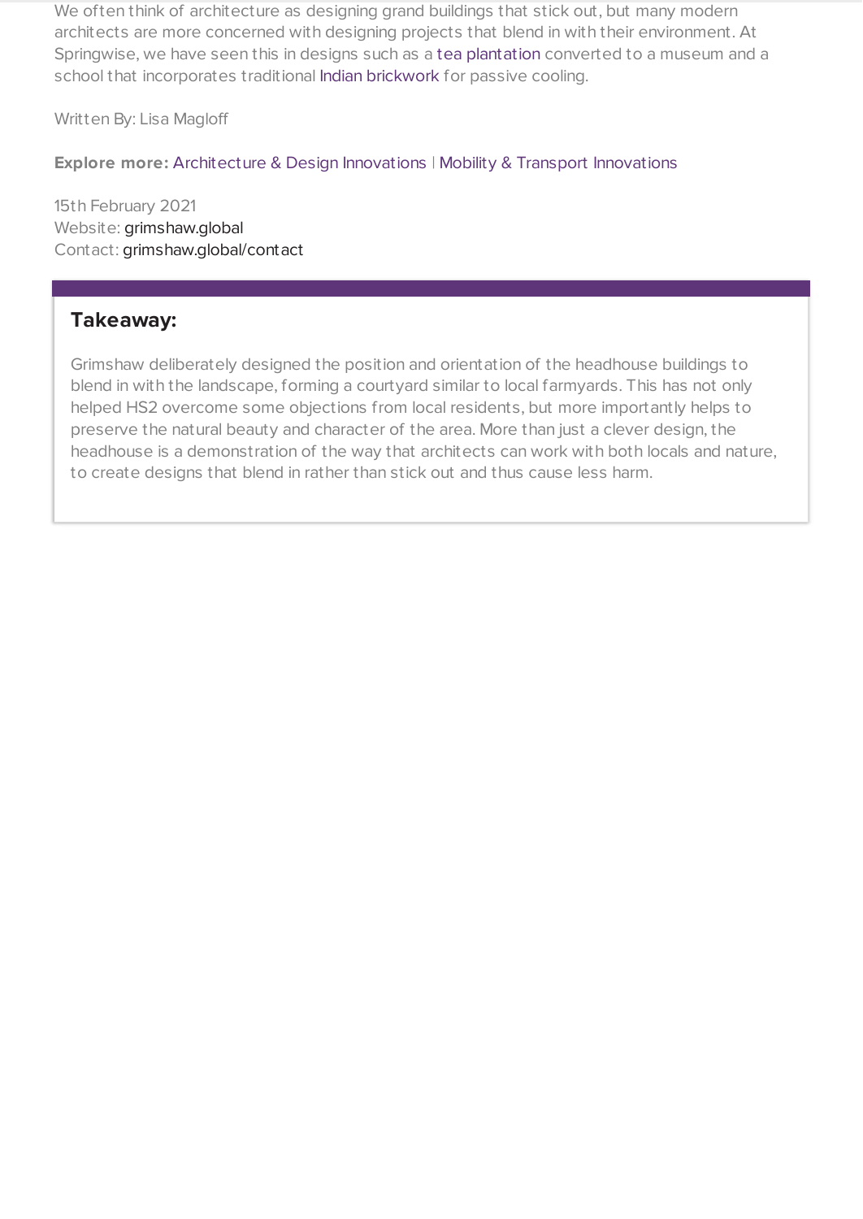We often think of architecture as designing grand buildings that stick out, but many modern architects are more concerned with designing projects that blend in with their environment. At Springwise, we have seen this in designs such as a tea plantation converted to a museum and a school that incorporates traditional Indian brickwork for passive cooling.

Written By: Lisa Magloff

**Explore more:** Architecture & Design Innovations | Mobility & Transport Innovations

15th February 2021
Website: grimshaw.global
Contact: grimshaw.global/contact

### Takeaway:

Grimshaw deliberately designed the position and orientation of the headhouse buildings to blend in with the landscape, forming a courtyard similar to local farmyards. This has not only helped HS2 overcome some objections from local residents, but more importantly helps to preserve the natural beauty and character of the area. More than just a clever design, the headhouse is a demonstration of the way that architects can work with both locals and nature, to create designs that blend in rather than stick out and thus cause less harm.